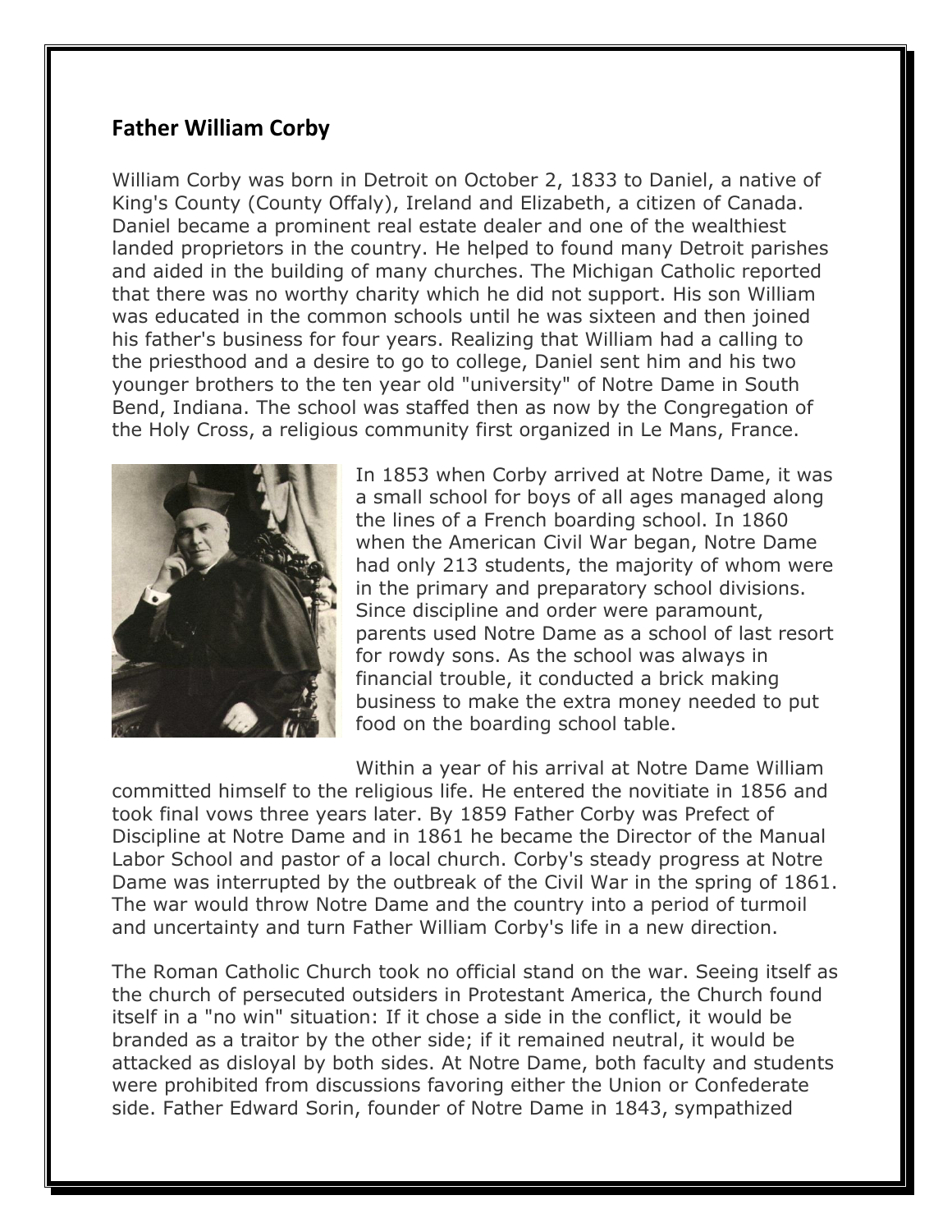## Father William Corby

William Corby was born in Detroit on October 2, 1833 to Daniel, a native of King's County (County Offaly), Ireland and Elizabeth, a citizen of Canada. Daniel became a prominent real estate dealer and one of the wealthiest landed proprietors in the country. He helped to found many Detroit parishes and aided in the building of many churches. The Michigan Catholic reported that there was no worthy charity which he did not support. His son William was educated in the common schools until he was sixteen and then joined his father's business for four years. Realizing that William had a calling to the priesthood and a desire to go to college, Daniel sent him and his two younger brothers to the ten year old "university" of Notre Dame in South Bend, Indiana. The school was staffed then as now by the Congregation of the Holy Cross, a religious community first organized in Le Mans, France.

In 1853 when Corby arrived at Notre Dame, it was a small school for boys of all ages managed along the lines of a French boarding school. In 1860 when the American Civil War began, Notre Dame had only 213 students, the majority of whom were in the primary and preparatory school divisions. Since discipline and order were paramount, parents used Notre Dame as a school of last resort for rowdy sons. As the school was always in financial trouble, it conducted a brick making business to make the extra money needed to put food on the boarding school table.

Within a year of his arrival at Notre Dame William committed himself to the religious life. He entered the novitiate in 1856 and took final vows three years later. By 1859 Father Corby was Prefect of Discipline at Notre Dame and in 1861 he became the Director of the Manual Labor School and pastor of a local church. Corby's steady progress at Notre Dame was interrupted by the outbreak of the Civil War in the spring of 1861. The war would throw Notre Dame and the country into a period of turmoil and uncertainty and turn Father William Corby's life in a new direction.

The Roman Catholic Church took no official stand on the war. Seeing itself as the church of persecuted outsiders in Protestant America, the Church found itself in a "no win" situation: If it chose a side in the conflict, it would be branded as a traitor by the other side; if it remained neutral, it would be attacked as disloyal by both sides. At Notre Dame, both faculty and students were prohibited from discussions favoring either the Union or Confederate side. Father Edward Sorin, founder of Notre Dame in 1843, sympathized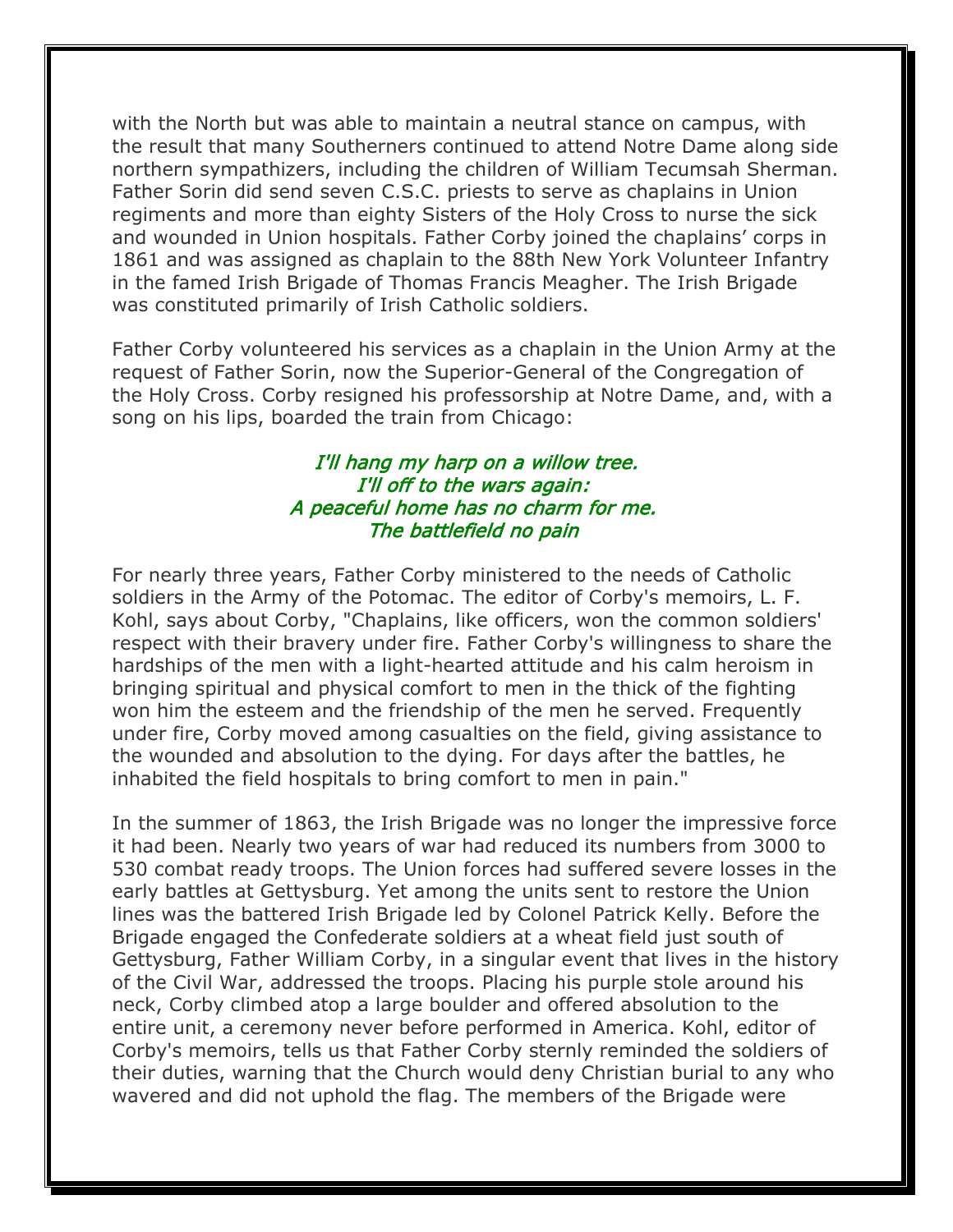with the North but was able to maintain a neutral stance on campus, with the result that many Southerners continued to attend Notre Dame along side northern sympathizers, including the children of William Tecumsah Sherman. Father Sorin did send seven C.S.C. priests to serve as chaplains in Union regiments and more than eighty Sisters of the Holy Cross to nurse the sick and wounded in Union hospitals. Father Corby joined the chaplains' corps in 1861 and was assigned as chaplain to the 88th New York Volunteer Infantry in the famed Irish Brigade of Thomas Francis Meagher. The Irish Brigade was constituted primarily of Irish Catholic soldiers.

Father Corby volunteered his services as a chaplain in the Union Army at the request of Father Sorin, now the Superior-General of the Congregation of the Holy Cross. Corby resigned his professorship at Notre Dame, and, with a song on his lips, boarded the train from Chicago:

*I'll hang my harp on a willow tree.*
*I'll off to the wars again:*
*A peaceful home has no charm for me.*
*The battlefield no pain*

For nearly three years, Father Corby ministered to the needs of Catholic soldiers in the Army of the Potomac. The editor of Corby's memoirs, L. F. Kohl, says about Corby, "Chaplains, like officers, won the common soldiers' respect with their bravery under fire. Father Corby's willingness to share the hardships of the men with a light-hearted attitude and his calm heroism in bringing spiritual and physical comfort to men in the thick of the fighting won him the esteem and the friendship of the men he served. Frequently under fire, Corby moved among casualties on the field, giving assistance to the wounded and absolution to the dying. For days after the battles, he inhabited the field hospitals to bring comfort to men in pain."

In the summer of 1863, the Irish Brigade was no longer the impressive force it had been. Nearly two years of war had reduced its numbers from 3000 to 530 combat ready troops. The Union forces had suffered severe losses in the early battles at Gettysburg. Yet among the units sent to restore the Union lines was the battered Irish Brigade led by Colonel Patrick Kelly. Before the Brigade engaged the Confederate soldiers at a wheat field just south of Gettysburg, Father William Corby, in a singular event that lives in the history of the Civil War, addressed the troops. Placing his purple stole around his neck, Corby climbed atop a large boulder and offered absolution to the entire unit, a ceremony never before performed in America. Kohl, editor of Corby's memoirs, tells us that Father Corby sternly reminded the soldiers of their duties, warning that the Church would deny Christian burial to any who wavered and did not uphold the flag. The members of the Brigade were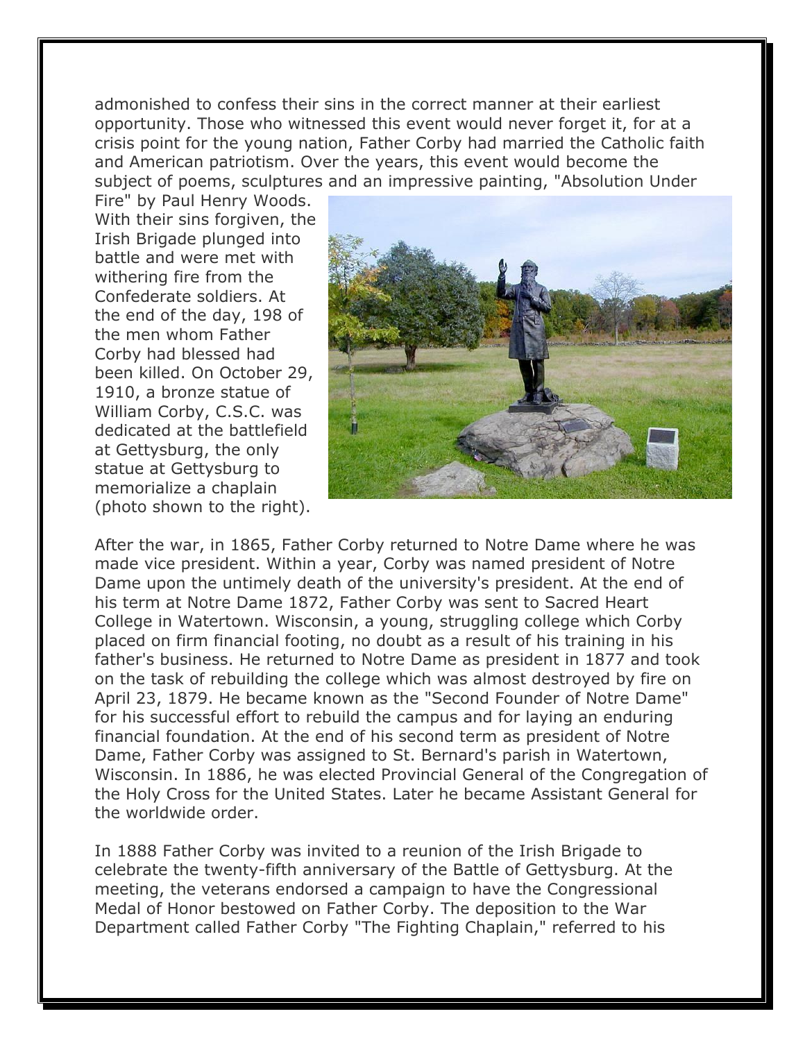admonished to confess their sins in the correct manner at their earliest opportunity. Those who witnessed this event would never forget it, for at a crisis point for the young nation, Father Corby had married the Catholic faith and American patriotism. Over the years, this event would become the subject of poems, sculptures and an impressive painting, "Absolution Under Fire" by Paul Henry Woods. With their sins forgiven, the Irish Brigade plunged into battle and were met with withering fire from the Confederate soldiers. At the end of the day, 198 of the men whom Father Corby had blessed had been killed. On October 29, 1910, a bronze statue of William Corby, C.S.C. was dedicated at the battlefield at Gettysburg, the only statue at Gettysburg to memorialize a chaplain (photo shown to the right).

After the war, in 1865, Father Corby returned to Notre Dame where he was made vice president. Within a year, Corby was named president of Notre Dame upon the untimely death of the university's president. At the end of his term at Notre Dame 1872, Father Corby was sent to Sacred Heart College in Watertown. Wisconsin, a young, struggling college which Corby placed on firm financial footing, no doubt as a result of his training in his father's business. He returned to Notre Dame as president in 1877 and took on the task of rebuilding the college which was almost destroyed by fire on April 23, 1879. He became known as the "Second Founder of Notre Dame" for his successful effort to rebuild the campus and for laying an enduring financial foundation. At the end of his second term as president of Notre Dame, Father Corby was assigned to St. Bernard's parish in Watertown, Wisconsin. In 1886, he was elected Provincial General of the Congregation of the Holy Cross for the United States. Later he became Assistant General for the worldwide order.

In 1888 Father Corby was invited to a reunion of the Irish Brigade to celebrate the twenty-fifth anniversary of the Battle of Gettysburg. At the meeting, the veterans endorsed a campaign to have the Congressional Medal of Honor bestowed on Father Corby. The deposition to the War Department called Father Corby "The Fighting Chaplain," referred to his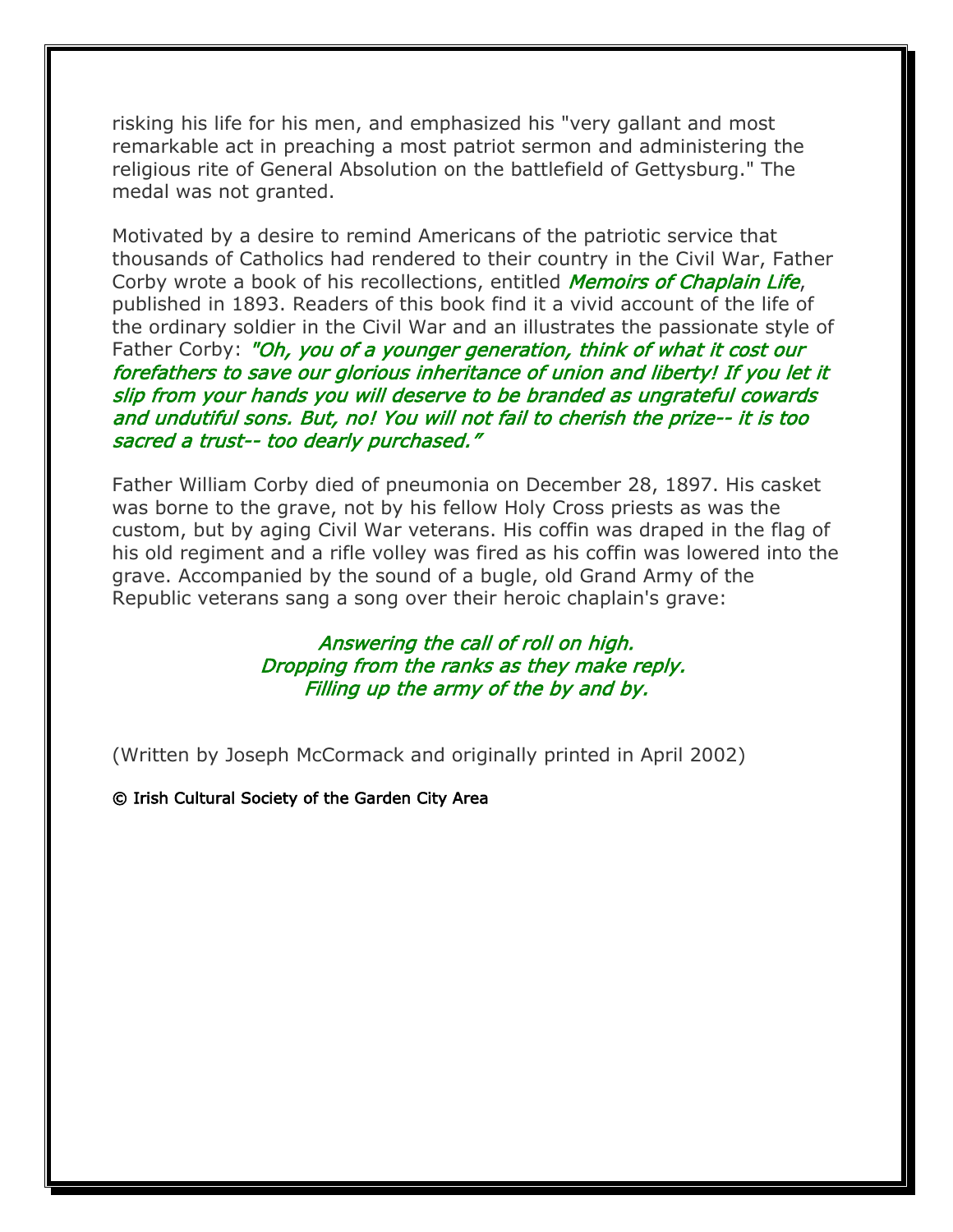risking his life for his men, and emphasized his "very gallant and most remarkable act in preaching a most patriot sermon and administering the religious rite of General Absolution on the battlefield of Gettysburg." The medal was not granted.

Motivated by a desire to remind Americans of the patriotic service that thousands of Catholics had rendered to their country in the Civil War, Father Corby wrote a book of his recollections, entitled *Memoirs of Chaplain Life*, published in 1893. Readers of this book find it a vivid account of the life of the ordinary soldier in the Civil War and an illustrates the passionate style of Father Corby: *"Oh, you of a younger generation, think of what it cost our forefathers to save our glorious inheritance of union and liberty! If you let it slip from your hands you will deserve to be branded as ungrateful cowards and undutiful sons. But, no! You will not fail to cherish the prize-- it is too sacred a trust-- too dearly purchased."*

Father William Corby died of pneumonia on December 28, 1897. His casket was borne to the grave, not by his fellow Holy Cross priests as was the custom, but by aging Civil War veterans. His coffin was draped in the flag of his old regiment and a rifle volley was fired as his coffin was lowered into the grave. Accompanied by the sound of a bugle, old Grand Army of the Republic veterans sang a song over their heroic chaplain's grave:

*Answering the call of roll on high.*
*Dropping from the ranks as they make reply.*
*Filling up the army of the by and by.*

(Written by Joseph McCormack and originally printed in April 2002)

© Irish Cultural Society of the Garden City Area